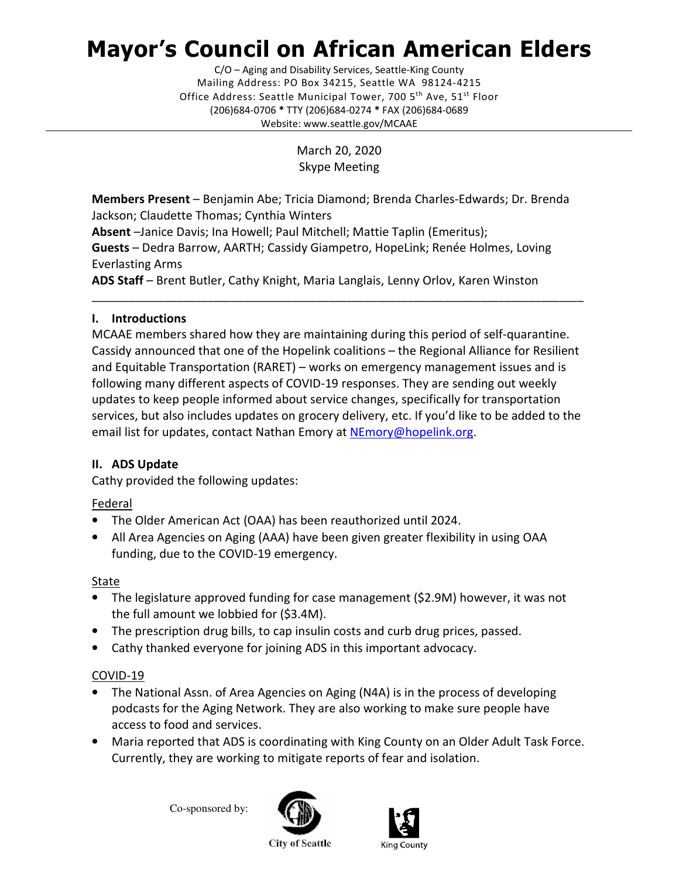# Mayor's Council on African American Elders

C/O – Aging and Disability Services, Seattle-King County
Mailing Address: PO Box 34215, Seattle WA 98124-4215
Office Address: Seattle Municipal Tower, 700 5th Ave, 51st Floor
(206)684-0706 * TTY (206)684-0274 * FAX (206)684-0689
Website: www.seattle.gov/MCAAE

March 20, 2020
Skype Meeting

**Members Present** – Benjamin Abe; Tricia Diamond; Brenda Charles-Edwards; Dr. Brenda Jackson; Claudette Thomas; Cynthia Winters
**Absent** –Janice Davis; Ina Howell; Paul Mitchell; Mattie Taplin (Emeritus);
**Guests** – Dedra Barrow, AARTH; Cassidy Giampetro, HopeLink; Renée Holmes, Loving Everlasting Arms
**ADS Staff** – Brent Butler, Cathy Knight, Maria Langlais, Lenny Orlov, Karen Winston

---

## I. Introductions

MCAAE members shared how they are maintaining during this period of self-quarantine. Cassidy announced that one of the Hopelink coalitions – the Regional Alliance for Resilient and Equitable Transportation (RARET) – works on emergency management issues and is following many different aspects of COVID-19 responses. They are sending out weekly updates to keep people informed about service changes, specifically for transportation services, but also includes updates on grocery delivery, etc. If you'd like to be added to the email list for updates, contact Nathan Emory at NEmory@hopelink.org.

## II. ADS Update

Cathy provided the following updates:

Federal

- The Older American Act (OAA) has been reauthorized until 2024.
- All Area Agencies on Aging (AAA) have been given greater flexibility in using OAA funding, due to the COVID-19 emergency.

State

- The legislature approved funding for case management ($2.9M) however, it was not the full amount we lobbied for ($3.4M).
- The prescription drug bills, to cap insulin costs and curb drug prices, passed.
- Cathy thanked everyone for joining ADS in this important advocacy.

COVID-19

- The National Assn. of Area Agencies on Aging (N4A) is in the process of developing podcasts for the Aging Network. They are also working to make sure people have access to food and services.
- Maria reported that ADS is coordinating with King County on an Older Adult Task Force. Currently, they are working to mitigate reports of fear and isolation.

Co-sponsored by:

City of Seattle

King County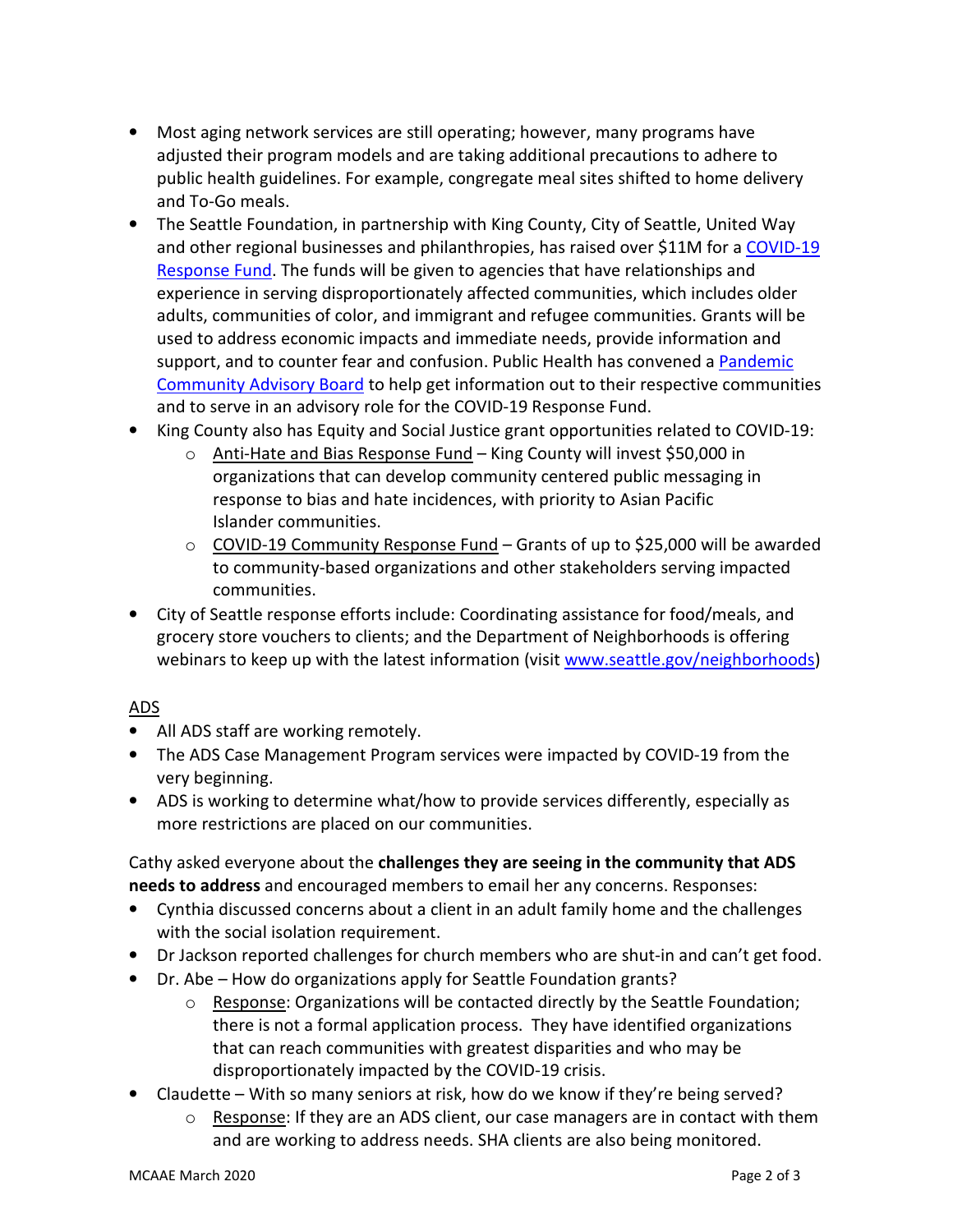- Most aging network services are still operating; however, many programs have adjusted their program models and are taking additional precautions to adhere to public health guidelines. For example, congregate meal sites shifted to home delivery and To-Go meals.
- The Seattle Foundation, in partnership with King County, City of Seattle, United Way and other regional businesses and philanthropies, has raised over $11M for a COVID-19 Response Fund. The funds will be given to agencies that have relationships and experience in serving disproportionately affected communities, which includes older adults, communities of color, and immigrant and refugee communities. Grants will be used to address economic impacts and immediate needs, provide information and support, and to counter fear and confusion. Public Health has convened a Pandemic Community Advisory Board to help get information out to their respective communities and to serve in an advisory role for the COVID-19 Response Fund.
- King County also has Equity and Social Justice grant opportunities related to COVID-19:
  - Anti-Hate and Bias Response Fund – King County will invest $50,000 in organizations that can develop community centered public messaging in response to bias and hate incidences, with priority to Asian Pacific Islander communities.
  - COVID-19 Community Response Fund – Grants of up to $25,000 will be awarded to community-based organizations and other stakeholders serving impacted communities.
- City of Seattle response efforts include: Coordinating assistance for food/meals, and grocery store vouchers to clients; and the Department of Neighborhoods is offering webinars to keep up with the latest information (visit www.seattle.gov/neighborhoods)

ADS

- All ADS staff are working remotely.
- The ADS Case Management Program services were impacted by COVID-19 from the very beginning.
- ADS is working to determine what/how to provide services differently, especially as more restrictions are placed on our communities.

Cathy asked everyone about the **challenges they are seeing in the community that ADS needs to address** and encouraged members to email her any concerns. Responses:

- Cynthia discussed concerns about a client in an adult family home and the challenges with the social isolation requirement.
- Dr Jackson reported challenges for church members who are shut-in and can't get food.
- Dr. Abe – How do organizations apply for Seattle Foundation grants?
  - Response: Organizations will be contacted directly by the Seattle Foundation; there is not a formal application process. They have identified organizations that can reach communities with greatest disparities and who may be disproportionately impacted by the COVID-19 crisis.
- Claudette – With so many seniors at risk, how do we know if they're being served?
  - Response: If they are an ADS client, our case managers are in contact with them and are working to address needs. SHA clients are also being monitored.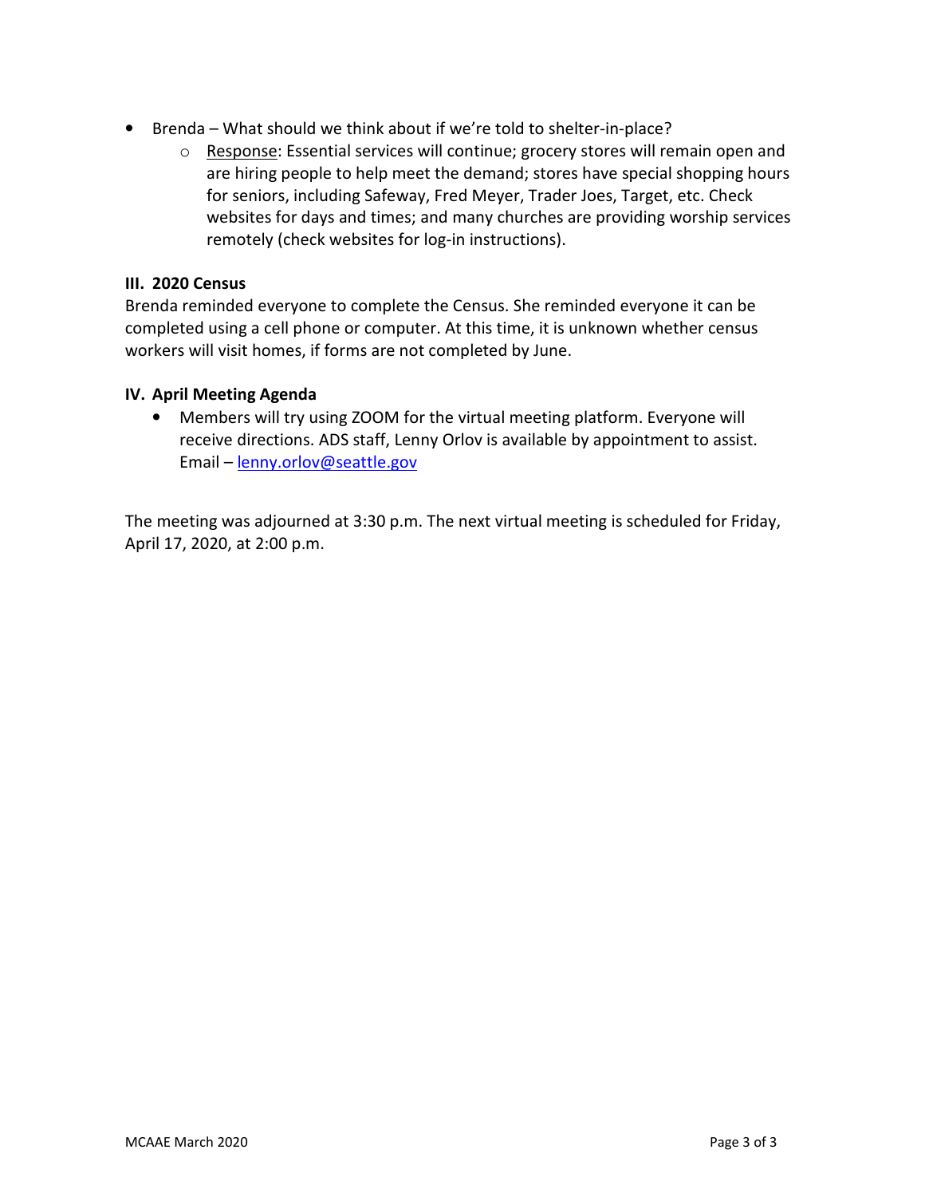- Brenda – What should we think about if we're told to shelter-in-place?
  - Response: Essential services will continue; grocery stores will remain open and are hiring people to help meet the demand; stores have special shopping hours for seniors, including Safeway, Fred Meyer, Trader Joes, Target, etc. Check websites for days and times; and many churches are providing worship services remotely (check websites for log-in instructions).

### III. 2020 Census

Brenda reminded everyone to complete the Census. She reminded everyone it can be completed using a cell phone or computer. At this time, it is unknown whether census workers will visit homes, if forms are not completed by June.

### IV. April Meeting Agenda

- Members will try using ZOOM for the virtual meeting platform. Everyone will receive directions. ADS staff, Lenny Orlov is available by appointment to assist. Email – lenny.orlov@seattle.gov

The meeting was adjourned at 3:30 p.m. The next virtual meeting is scheduled for Friday, April 17, 2020, at 2:00 p.m.